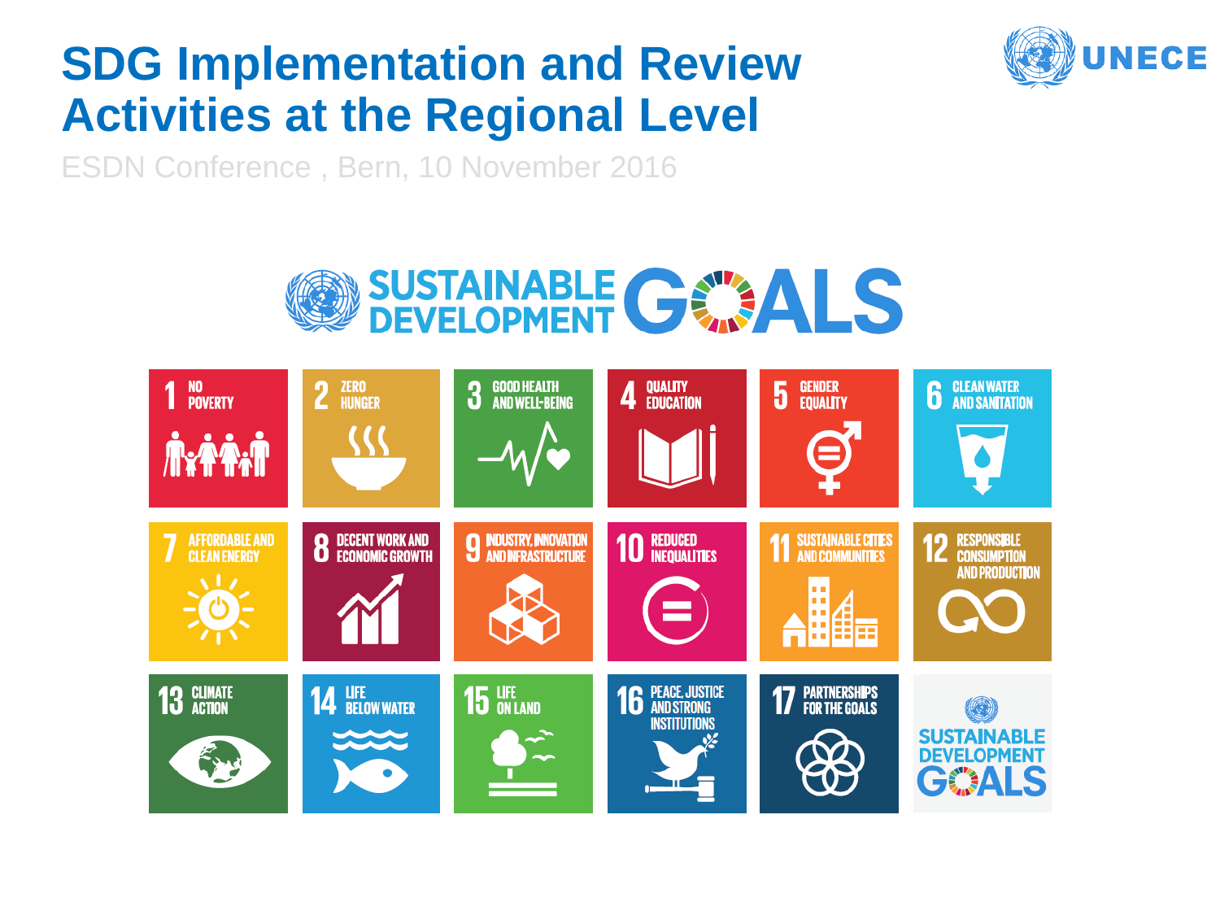# SDG Implementation and Review Activities at the Regional Level

ESDN Conference , Bern, 10 November 2016

UNECE

SUSTAINABLE DEVELOPMENT GOALS

1 NO POVERTY
2 ZERO HUNGER
3 GOOD HEALTH AND WELL-BEING
4 QUALITY EDUCATION
5 GENDER EQUALITY
6 CLEAN WATER AND SANITATION
7 AFFORDABLE AND CLEAN ENERGY
8 DECENT WORK AND ECONOMIC GROWTH
9 INDUSTRY, INNOVATION AND INFRASTRUCTURE
10 REDUCED INEQUALITIES
11 SUSTAINABLE CITIES AND COMMUNITIES
12 RESPONSIBLE CONSUMPTION AND PRODUCTION
13 CLIMATE ACTION
14 LIFE BELOW WATER
15 LIFE ON LAND
16 PEACE, JUSTICE AND STRONG INSTITUTIONS
17 PARTNERSHIPS FOR THE GOALS

SUSTAINABLE DEVELOPMENT GOALS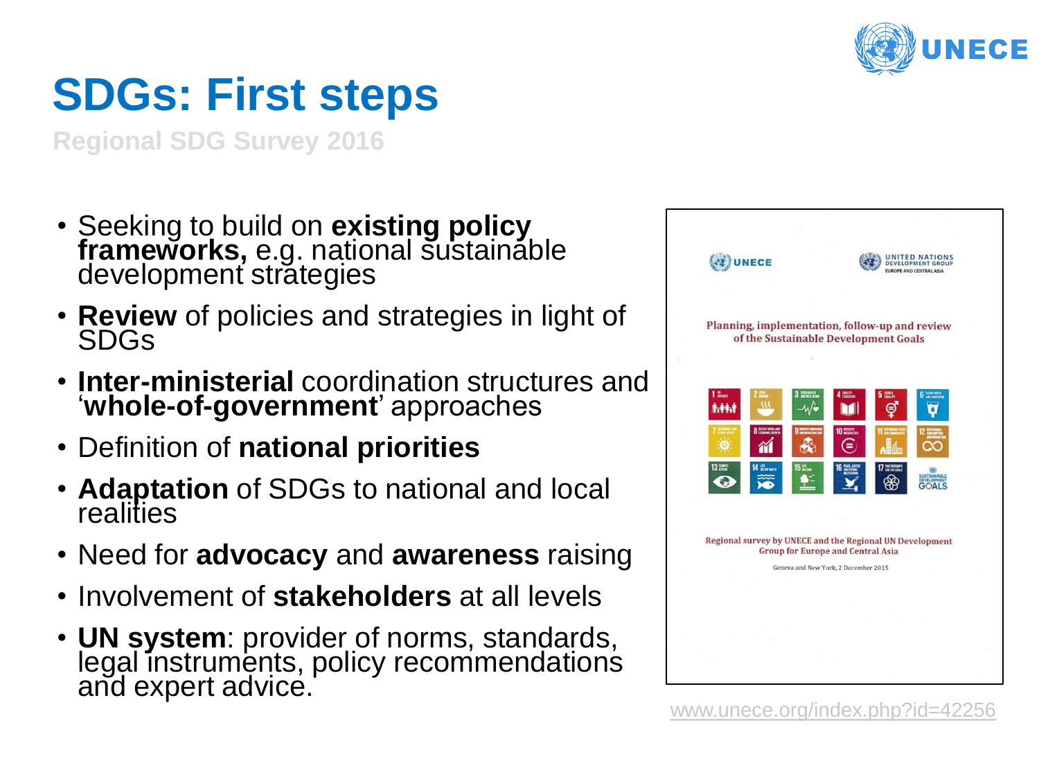# SDGs: First steps

Regional SDG Survey 2016

- Seeking to build on **existing policy frameworks,** e.g. national sustainable development strategies
- **Review** of policies and strategies in light of SDGs
- **Inter-ministerial** coordination structures and '**whole-of-government**' approaches
- Definition of **national priorities**
- **Adaptation** of SDGs to national and local realities
- Need for **advocacy** and **awareness** raising
- Involvement of **stakeholders** at all levels
- **UN system**: provider of norms, standards, legal instruments, policy recommendations and expert advice.

UNECE | UNITED NATIONS DEVELOPMENT GROUP EUROPE AND CENTRAL ASIA

Planning, implementation, follow-up and review of the Sustainable Development Goals

Regional survey by UNECE and the Regional UN Development Group for Europe and Central Asia

Geneva and New York, 2 December 2015

www.unece.org/index.php?id=42256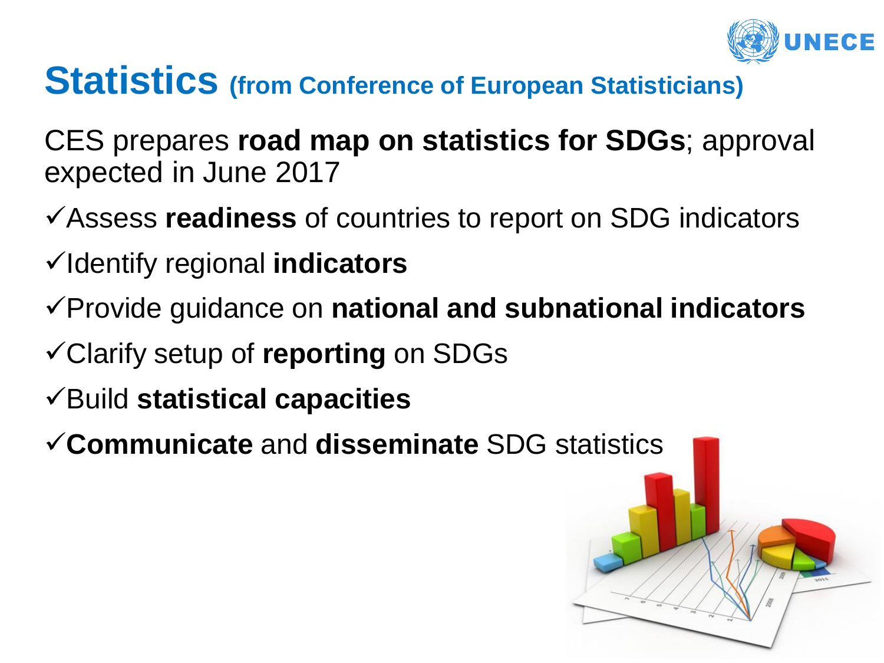# **Statistics** (from Conference of European Statisticians)

CES prepares **road map on statistics for SDGs**; approval expected in June 2017

- ✓Assess **readiness** of countries to report on SDG indicators
- ✓Identify regional **indicators**
- ✓Provide guidance on **national and subnational indicators**
- ✓Clarify setup of **reporting** on SDGs
- ✓Build **statistical capacities**
- ✓**Communicate** and **disseminate** SDG statistics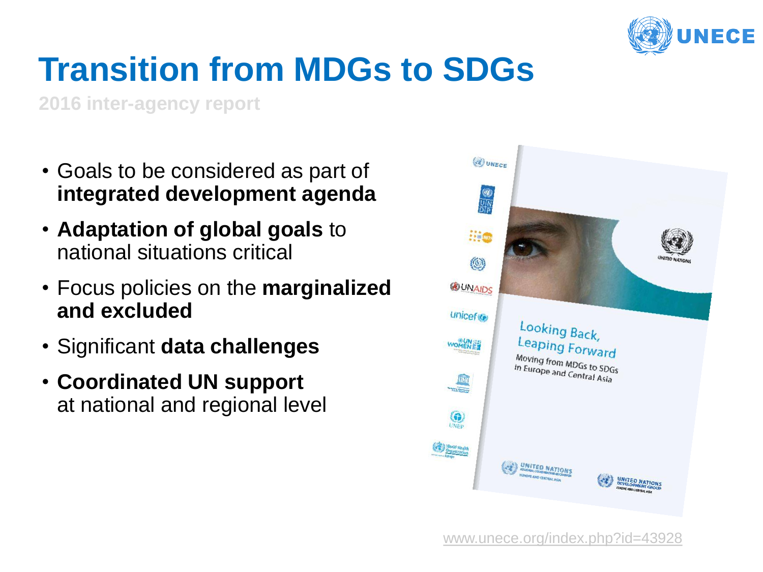# Transition from MDGs to SDGs

**2016 inter-agency report**

- Goals to be considered as part of **integrated development agenda**
- **Adaptation of global goals** to national situations critical
- Focus policies on the **marginalized and excluded**
- Significant **data challenges**
- **Coordinated UN support** at national and regional level

www.unece.org/index.php?id=43928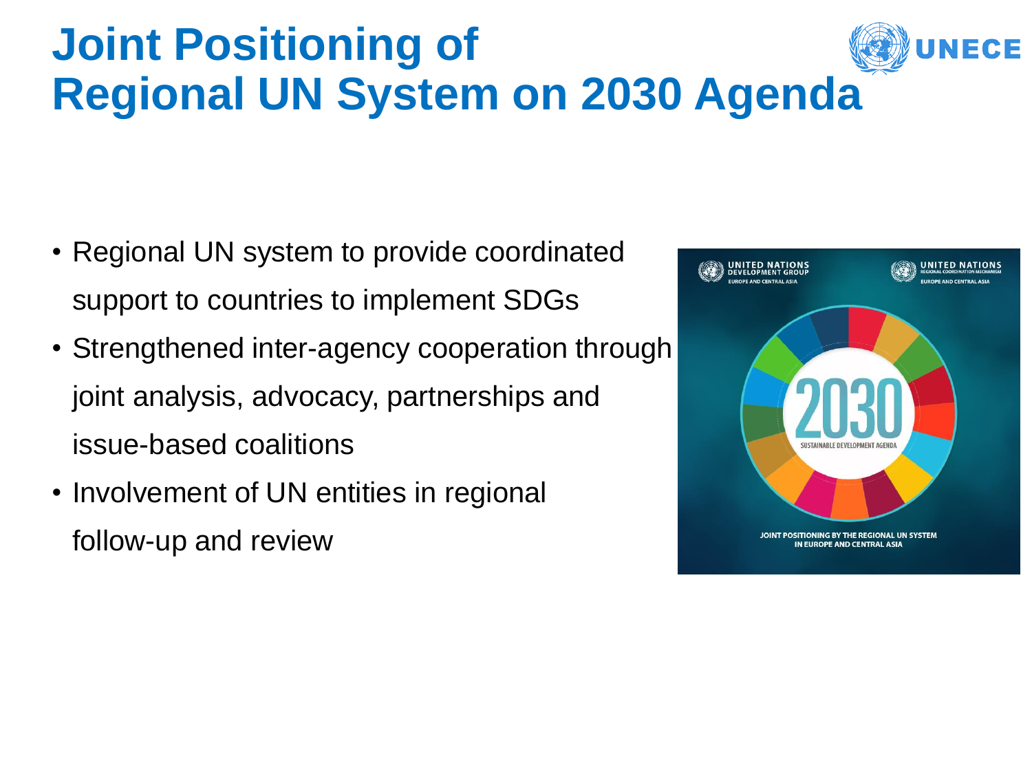# Joint Positioning of Regional UN System on 2030 Agenda

- Regional UN system to provide coordinated support to countries to implement SDGs
- Strengthened inter-agency cooperation through joint analysis, advocacy, partnerships and issue-based coalitions
- Involvement of UN entities in regional follow-up and review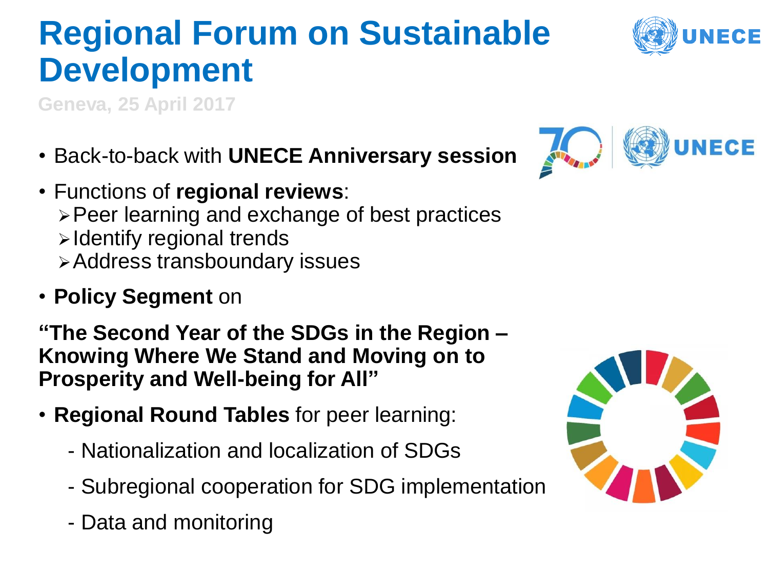# Regional Forum on Sustainable Development

Geneva, 25 April 2017

- Back-to-back with **UNECE Anniversary session**
- Functions of **regional reviews**:
  - Peer learning and exchange of best practices
  - Identify regional trends
  - Address transboundary issues
- **Policy Segment** on

**"The Second Year of the SDGs in the Region – Knowing Where We Stand and Moving on to Prosperity and Well-being for All"**

- **Regional Round Tables** for peer learning:
  - Nationalization and localization of SDGs
  - Subregional cooperation for SDG implementation
  - Data and monitoring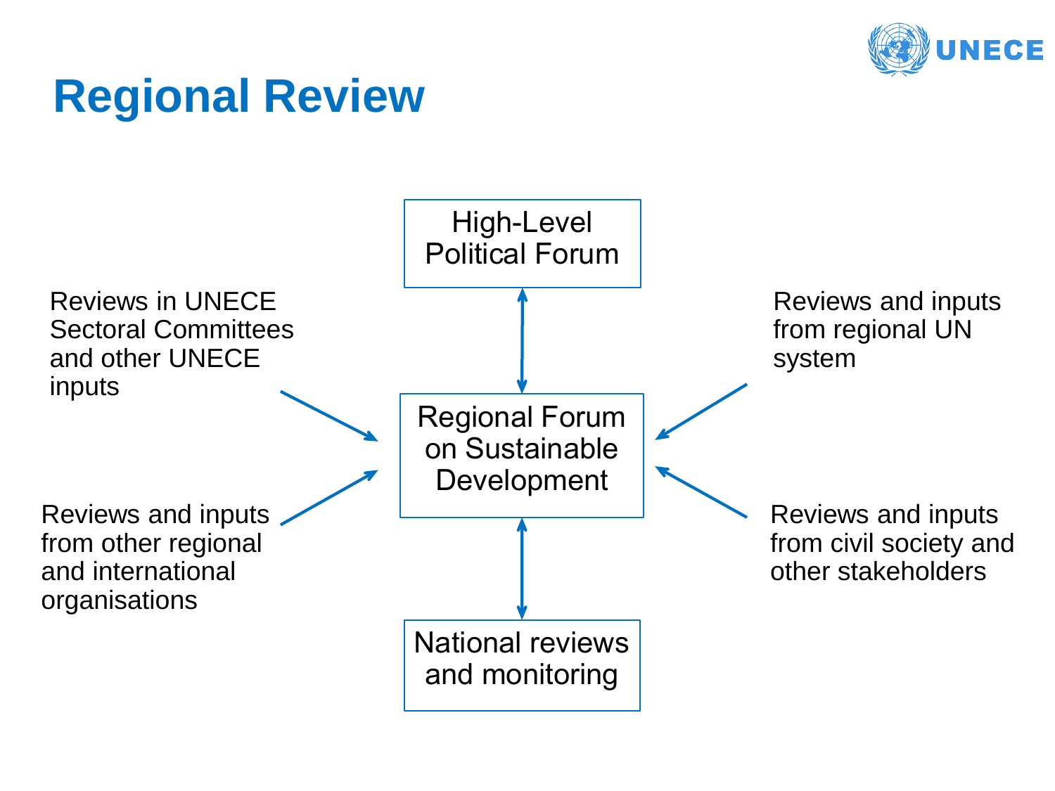# Regional Review

High-Level Political Forum

Regional Forum on Sustainable Development

National reviews and monitoring

Reviews in UNECE Sectoral Committees and other UNECE inputs

Reviews and inputs from other regional and international organisations

Reviews and inputs from regional UN system

Reviews and inputs from civil society and other stakeholders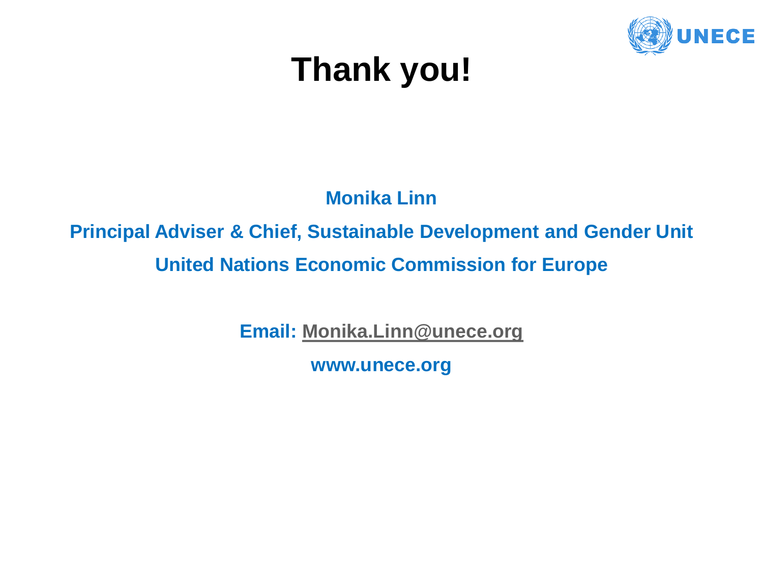# Thank you!

**Monika Linn**

**Principal Adviser & Chief, Sustainable Development and Gender Unit**

**United Nations Economic Commission for Europe**

**Email: Monika.Linn@unece.org**

**www.unece.org**